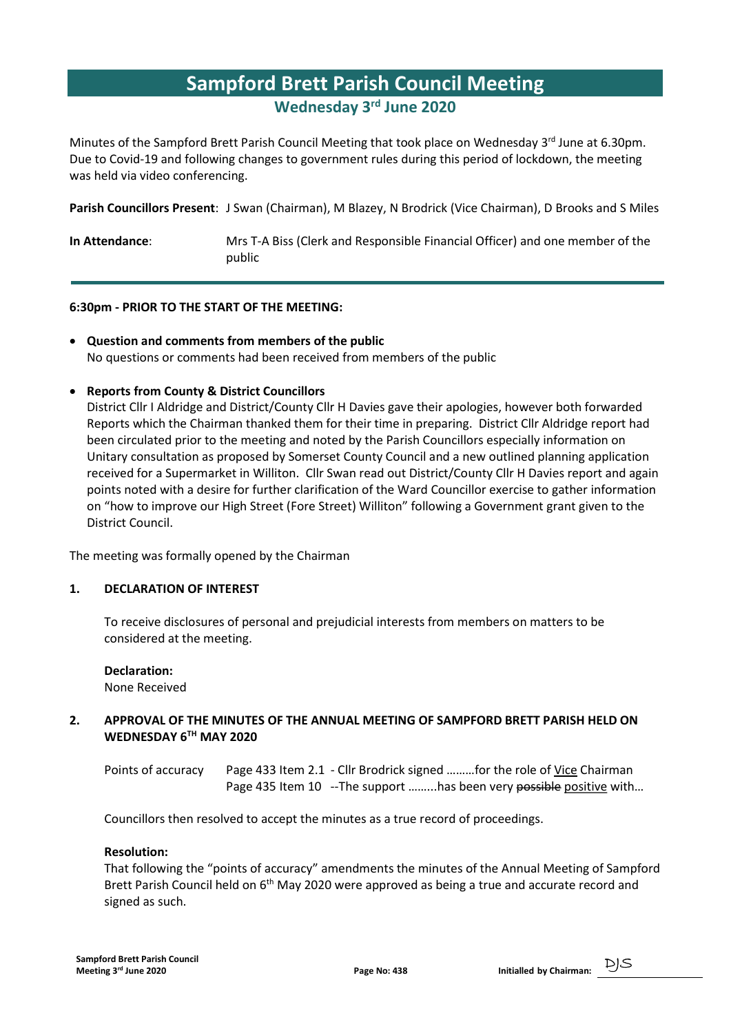# Sampford Brett Parish Council Meeting

## Wednesday 3rd June 2020

Minutes of the Sampford Brett Parish Council Meeting that took place on Wednesday 3rd June at 6.30pm. Due to Covid-19 and following changes to government rules during this period of lockdown, the meeting was held via video conferencing.

**Parish Councillors Present**: J Swan (Chairman), M Blazey, N Brodrick (Vice Chairman), D Brooks and S Miles

**In Attendance**: Mrs T-A Biss (Clerk and Responsible Financial Officer) and one member of the public

---

**6:30pm - PRIOR TO THE START OF THE MEETING:**

- **Question and comments from members of the public**
  No questions or comments had been received from members of the public

- **Reports from County & District Councillors**
  District Cllr I Aldridge and District/County Cllr H Davies gave their apologies, however both forwarded Reports which the Chairman thanked them for their time in preparing. District Cllr Aldridge report had been circulated prior to the meeting and noted by the Parish Councillors especially information on Unitary consultation as proposed by Somerset County Council and a new outlined planning application received for a Supermarket in Williton. Cllr Swan read out District/County Cllr H Davies report and again points noted with a desire for further clarification of the Ward Councillor exercise to gather information on "how to improve our High Street (Fore Street) Williton" following a Government grant given to the District Council.

The meeting was formally opened by the Chairman

**1. DECLARATION OF INTEREST**

To receive disclosures of personal and prejudicial interests from members on matters to be considered at the meeting.

**Declaration:**
None Received

**2. APPROVAL OF THE MINUTES OF THE ANNUAL MEETING OF SAMPFORD BRETT PARISH HELD ON WEDNESDAY 6TH MAY 2020**

Points of accuracy
Page 433 Item 2.1 - Cllr Brodrick signed ………for the role of <u>Vice</u> Chairman
Page 435 Item 10 --The support ……...has been very ~~possible~~ <u>positive</u> with…

Councillors then resolved to accept the minutes as a true record of proceedings.

**Resolution:**
That following the "points of accuracy" amendments the minutes of the Annual Meeting of Sampford Brett Parish Council held on 6th May 2020 were approved as being a true and accurate record and signed as such.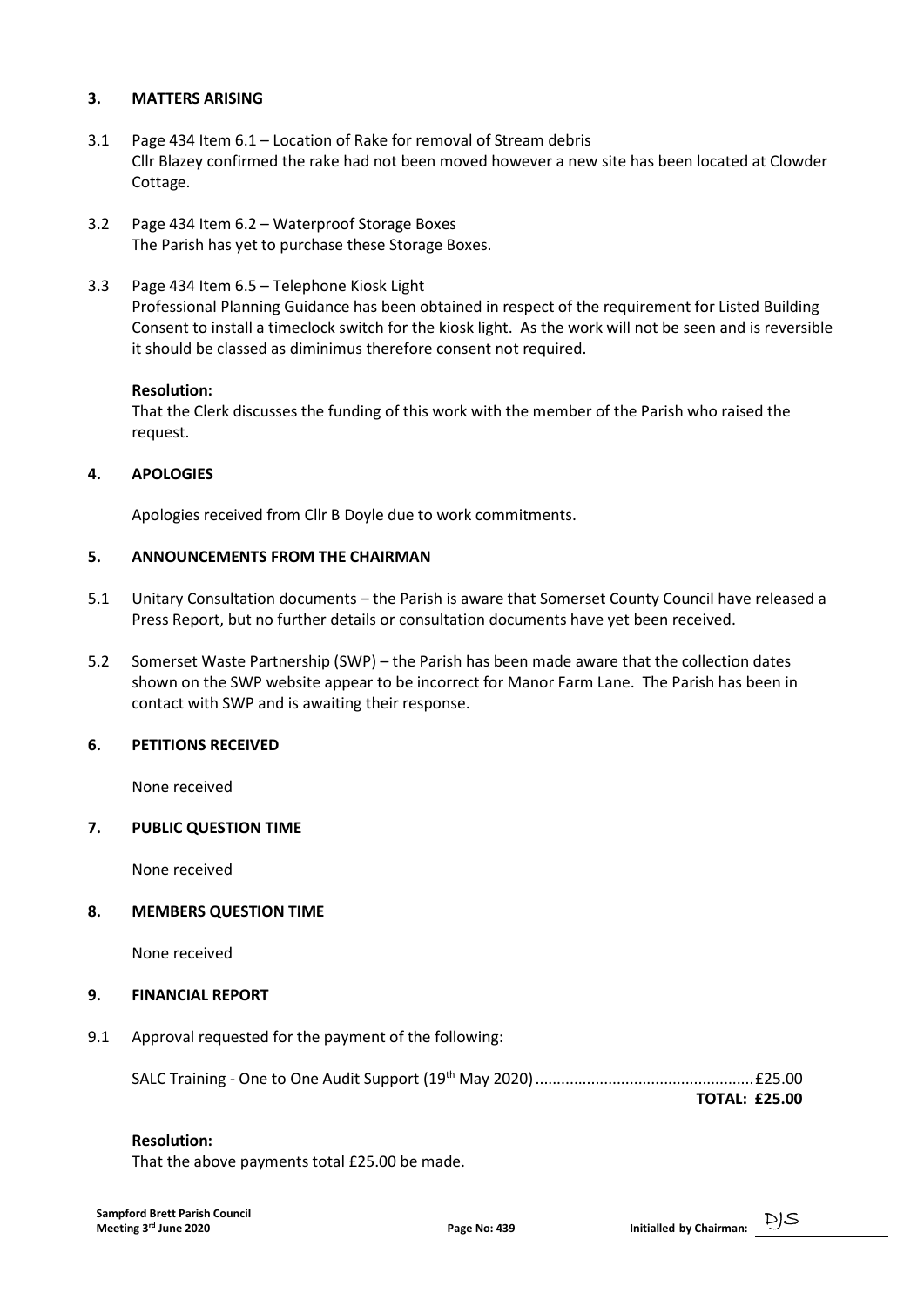## 3. MATTERS ARISING

3.1 Page 434 Item 6.1 – Location of Rake for removal of Stream debris
Cllr Blazey confirmed the rake had not been moved however a new site has been located at Clowder Cottage.

3.2 Page 434 Item 6.2 – Waterproof Storage Boxes
The Parish has yet to purchase these Storage Boxes.

3.3 Page 434 Item 6.5 – Telephone Kiosk Light
Professional Planning Guidance has been obtained in respect of the requirement for Listed Building Consent to install a timeclock switch for the kiosk light. As the work will not be seen and is reversible it should be classed as diminimus therefore consent not required.

**Resolution:**
That the Clerk discusses the funding of this work with the member of the Parish who raised the request.

## 4. APOLOGIES

Apologies received from Cllr B Doyle due to work commitments.

## 5. ANNOUNCEMENTS FROM THE CHAIRMAN

5.1 Unitary Consultation documents – the Parish is aware that Somerset County Council have released a Press Report, but no further details or consultation documents have yet been received.

5.2 Somerset Waste Partnership (SWP) – the Parish has been made aware that the collection dates shown on the SWP website appear to be incorrect for Manor Farm Lane. The Parish has been in contact with SWP and is awaiting their response.

## 6. PETITIONS RECEIVED

None received

## 7. PUBLIC QUESTION TIME

None received

## 8. MEMBERS QUESTION TIME

None received

## 9. FINANCIAL REPORT

9.1 Approval requested for the payment of the following:

SALC Training - One to One Audit Support (19th May 2020) .................................................. £25.00

**TOTAL: £25.00**

**Resolution:**
That the above payments total £25.00 be made.

Initialled by Chairman: DJS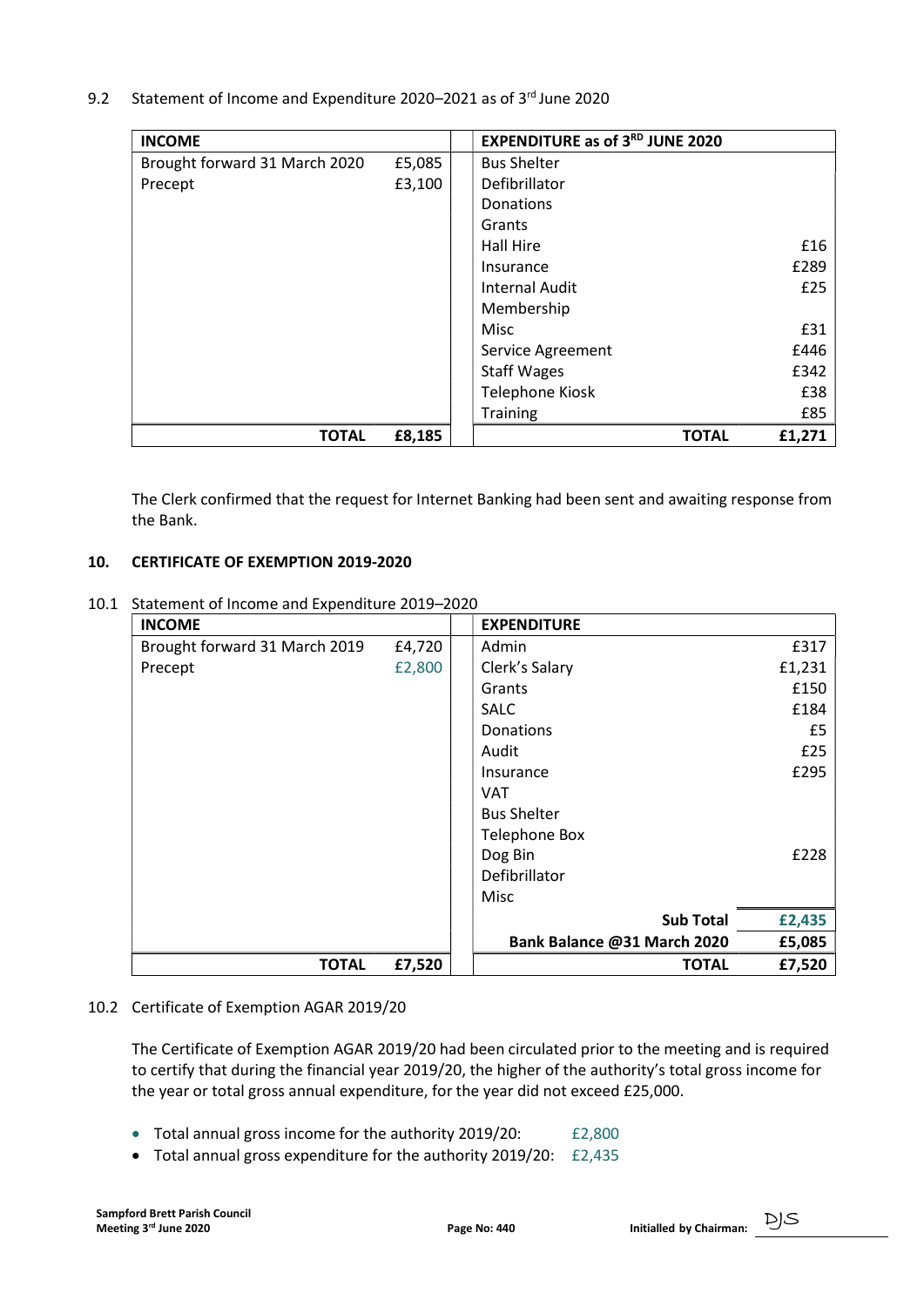9.2 Statement of Income and Expenditure 2020–2021 as of 3rd June 2020

| INCOME | | | EXPENDITURE as of 3RD JUNE 2020 | |
|---|---|---|---|---|
| Brought forward 31 March 2020 | £5,085 | | Bus Shelter | |
| Precept | £3,100 | | Defibrillator | |
| | | | Donations | |
| | | | Grants | |
| | | | Hall Hire | £16 |
| | | | Insurance | £289 |
| | | | Internal Audit | £25 |
| | | | Membership | |
| | | | Misc | £31 |
| | | | Service Agreement | £446 |
| | | | Staff Wages | £342 |
| | | | Telephone Kiosk | £38 |
| | | | Training | £85 |
| **TOTAL** | **£8,185** | | **TOTAL** | **£1,271** |

The Clerk confirmed that the request for Internet Banking had been sent and awaiting response from the Bank.

## 10. CERTIFICATE OF EXEMPTION 2019-2020

10.1 Statement of Income and Expenditure 2019–2020

| INCOME | | | EXPENDITURE | |
|---|---|---|---|---|
| Brought forward 31 March 2019 | £4,720 | | Admin | £317 |
| Precept | £2,800 | | Clerk's Salary | £1,231 |
| | | | Grants | £150 |
| | | | SALC | £184 |
| | | | Donations | £5 |
| | | | Audit | £25 |
| | | | Insurance | £295 |
| | | | VAT | |
| | | | Bus Shelter | |
| | | | Telephone Box | |
| | | | Dog Bin | £228 |
| | | | Defibrillator | |
| | | | Misc | |
| | | | **Sub Total** | **£2,435** |
| | | | **Bank Balance @31 March 2020** | **£5,085** |
| **TOTAL** | **£7,520** | | **TOTAL** | **£7,520** |

10.2 Certificate of Exemption AGAR 2019/20

The Certificate of Exemption AGAR 2019/20 had been circulated prior to the meeting and is required to certify that during the financial year 2019/20, the higher of the authority's total gross income for the year or total gross annual expenditure, for the year did not exceed £25,000.

- Total annual gross income for the authority 2019/20: £2,800
- Total annual gross expenditure for the authority 2019/20: £2,435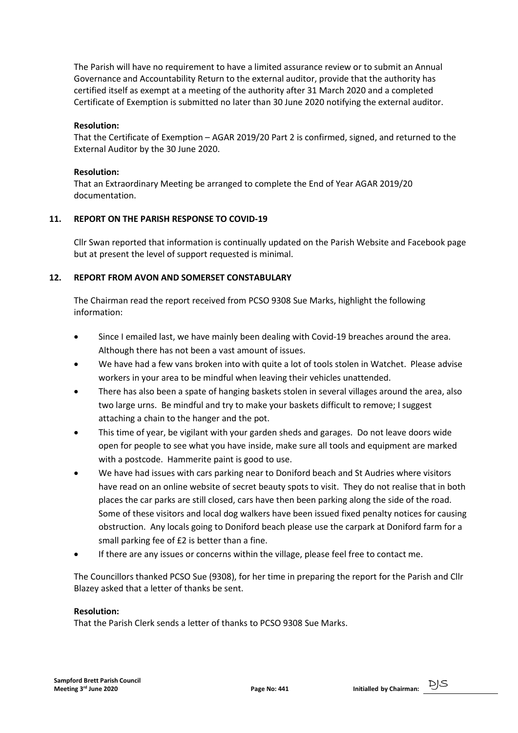The Parish will have no requirement to have a limited assurance review or to submit an Annual Governance and Accountability Return to the external auditor, provide that the authority has certified itself as exempt at a meeting of the authority after 31 March 2020 and a completed Certificate of Exemption is submitted no later than 30 June 2020 notifying the external auditor.

**Resolution:**
That the Certificate of Exemption – AGAR 2019/20 Part 2 is confirmed, signed, and returned to the External Auditor by the 30 June 2020.

**Resolution:**
That an Extraordinary Meeting be arranged to complete the End of Year AGAR 2019/20 documentation.

## 11. REPORT ON THE PARISH RESPONSE TO COVID-19

Cllr Swan reported that information is continually updated on the Parish Website and Facebook page but at present the level of support requested is minimal.

## 12. REPORT FROM AVON AND SOMERSET CONSTABULARY

The Chairman read the report received from PCSO 9308 Sue Marks, highlight the following information:

- Since I emailed last, we have mainly been dealing with Covid-19 breaches around the area. Although there has not been a vast amount of issues.
- We have had a few vans broken into with quite a lot of tools stolen in Watchet. Please advise workers in your area to be mindful when leaving their vehicles unattended.
- There has also been a spate of hanging baskets stolen in several villages around the area, also two large urns. Be mindful and try to make your baskets difficult to remove; I suggest attaching a chain to the hanger and the pot.
- This time of year, be vigilant with your garden sheds and garages. Do not leave doors wide open for people to see what you have inside, make sure all tools and equipment are marked with a postcode. Hammerite paint is good to use.
- We have had issues with cars parking near to Doniford beach and St Audries where visitors have read on an online website of secret beauty spots to visit. They do not realise that in both places the car parks are still closed, cars have then been parking along the side of the road. Some of these visitors and local dog walkers have been issued fixed penalty notices for causing obstruction. Any locals going to Doniford beach please use the carpark at Doniford farm for a small parking fee of £2 is better than a fine.
- If there are any issues or concerns within the village, please feel free to contact me.

The Councillors thanked PCSO Sue (9308), for her time in preparing the report for the Parish and Cllr Blazey asked that a letter of thanks be sent.

**Resolution:**
That the Parish Clerk sends a letter of thanks to PCSO 9308 Sue Marks.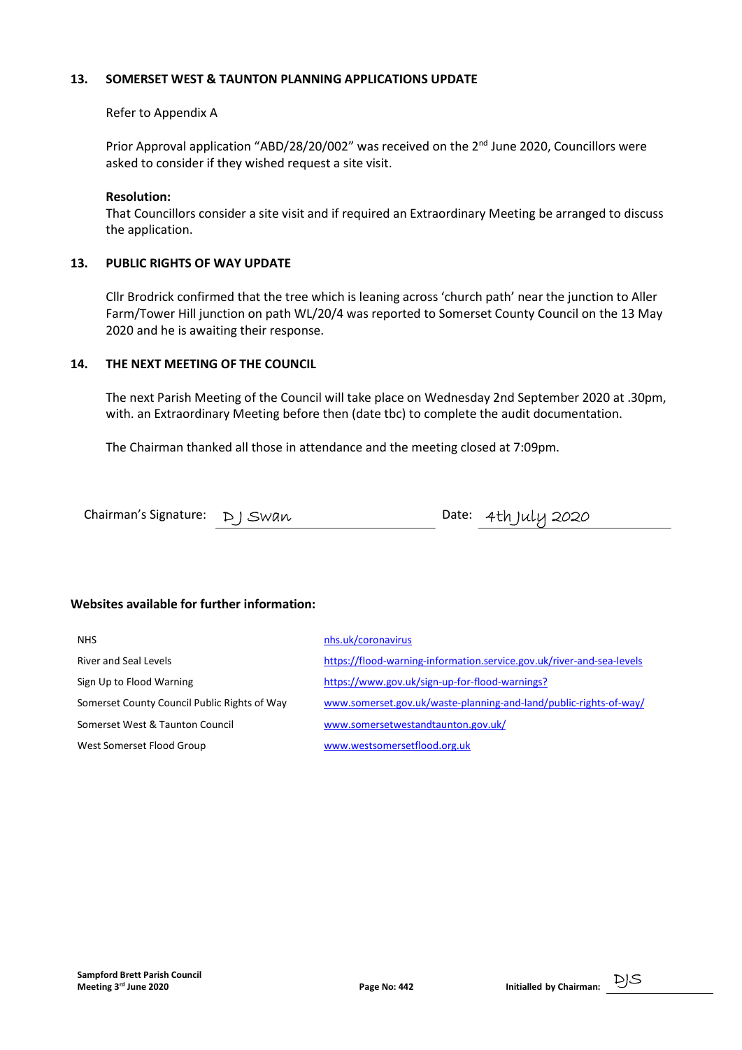### 13. SOMERSET WEST & TAUNTON PLANNING APPLICATIONS UPDATE

Refer to Appendix A

Prior Approval application "ABD/28/20/002" was received on the 2nd June 2020, Councillors were asked to consider if they wished request a site visit.

**Resolution:**
That Councillors consider a site visit and if required an Extraordinary Meeting be arranged to discuss the application.

### 13. PUBLIC RIGHTS OF WAY UPDATE

Cllr Brodrick confirmed that the tree which is leaning across 'church path' near the junction to Aller Farm/Tower Hill junction on path WL/20/4 was reported to Somerset County Council on the 13 May 2020 and he is awaiting their response.

### 14. THE NEXT MEETING OF THE COUNCIL

The next Parish Meeting of the Council will take place on Wednesday 2nd September 2020 at .30pm, with. an Extraordinary Meeting before then (date tbc) to complete the audit documentation.

The Chairman thanked all those in attendance and the meeting closed at 7:09pm.

Chairman's Signature: D J Swan        Date: 4th July 2020

**Websites available for further information:**

| | |
|---|---|
| NHS | nhs.uk/coronavirus |
| River and Seal Levels | https://flood-warning-information.service.gov.uk/river-and-sea-levels |
| Sign Up to Flood Warning | https://www.gov.uk/sign-up-for-flood-warnings? |
| Somerset County Council Public Rights of Way | www.somerset.gov.uk/waste-planning-and-land/public-rights-of-way/ |
| Somerset West & Taunton Council | www.somersetwestandtaunton.gov.uk/ |
| West Somerset Flood Group | www.westsomersetflood.org.uk |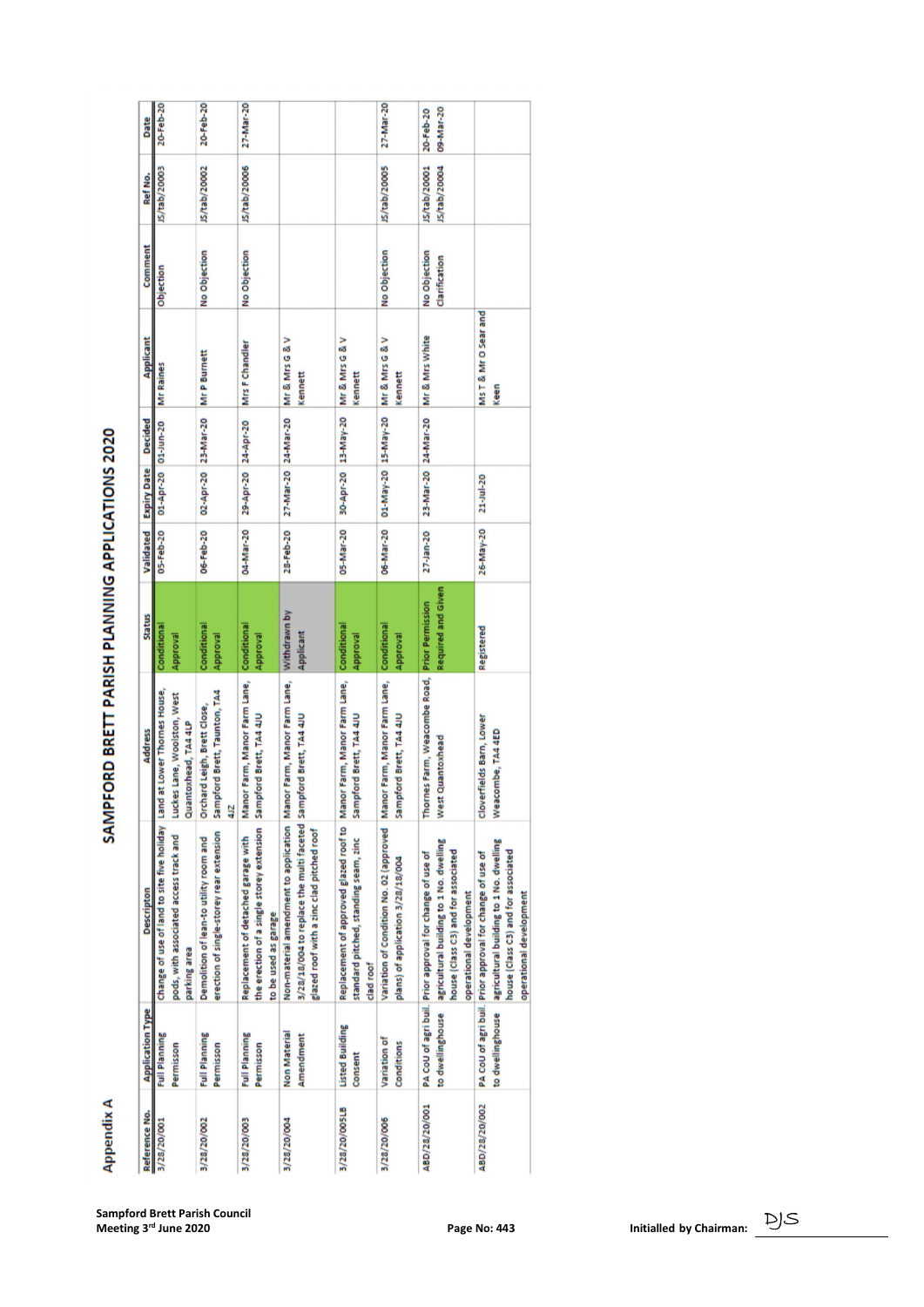Appendix A

# SAMPFORD BRETT PARISH PLANNING APPLICATIONS 2020

| Reference No. | Application Type | Descripton | Address | Status | Validated | Expiry Date | Decided | Applicant | Comment | Ref No. | Date |
|---|---|---|---|---|---|---|---|---|---|---|---|
| 3/28/20/001 | Full Planning Permisson | Change of use of land to site five holiday pods, with associated access track and parking area | Land at Lower Thornes House, Luckes Lane, Woolston, West Quantoxhead, TA4 4LP | Conditional Approval | 05-Feb-20 | 01-Apr-20 | 01-Jun-20 | Mr Raines | Objection | JS/tab/20003 | 20-Feb-20 |
| 3/28/20/002 | Full Planning Permisson | Demolition of lean-to utility room and erection of single-storey rear extension | Orchard Leigh, Brett Close, Sampford Brett, Taunton, TA4 4JZ | Conditional Approval | 06-Feb-20 | 02-Apr-20 | 23-Mar-20 | Mr P Burnett | No Objection | JS/tab/20002 | 20-Feb-20 |
| 3/28/20/003 | Full Planning Permisson | Replacement of detached garage with the erection of a single storey extension to be used as garage | Manor Farm, Manor Farm Lane, Sampford Brett, TA4 4JU | Conditional Approval | 04-Mar-20 | 29-Apr-20 | 24-Apr-20 | Mrs F Chandler | No Objection | JS/tab/20006 | 27-Mar-20 |
| 3/28/20/004 | Non Material Amendment | Non-material amendment to application 3/28/18/004 to replace the multi faceted glazed roof with a zinc clad pitched roof | Manor Farm, Manor Farm Lane, Sampford Brett, TA4 4JU | Withdrawn by Applicant | 28-Feb-20 | 27-Mar-20 | 24-Mar-20 | Mr & Mrs G & V Kennett | | | |
| 3/28/20/005LB | Listed Building Consent | Replacement of approved glazed roof to standard pitched, standing seam, zinc clad roof | Manor Farm, Manor Farm Lane, Sampford Brett, TA4 4JU | Conditional Approval | 05-Mar-20 | 30-Apr-20 | 13-May-20 | Mr & Mrs G & V Kennett | | | |
| 3/28/20/006 | Variation of Conditions | Variation of Condition No. 02 (approved plans) of application 3/28/18/004 | Manor Farm, Manor Farm Lane, Sampford Brett, TA4 4JU | Conditional Approval | 06-Mar-20 | 01-May-20 | 15-May-20 | Mr & Mrs G & V Kennett | No Objection | JS/tab/20005 | 27-Mar-20 |
| ABD/28/20/001 | PA CoU of agri buil. to dwellinghouse | Prior approval for change of use of agricultural building to 1 No. dwelling house (Class C3) and for associated operational development | Thornes Farm, Weacombe Road, West Quantoxhead | Prior Permission Required and Given | 27-Jan-20 | 23-Mar-20 | 24-Mar-20 | Mr & Mrs White | No Objection<br>Clarification | JS/tab/20001<br>JS/tab/20004 | 20-Feb-20<br>09-Mar-20 |
| ABD/28/20/002 | PA CoU of agri buil. to dwellinghouse | Prior approval for change of use of agricultural building to 1 No. dwelling house (Class C3) and for associated operational development | Cloverfields Barn, Lower Weacombe, TA4 4ED | Registered | 26-May-20 | 21-Jul-20 | | Ms T & Mr O Sear and Keen | | | |

**Sampford Brett Parish Council**
**Meeting 3rd June 2020**

**Page No: 443**

**Initialled by Chairman:** DJS